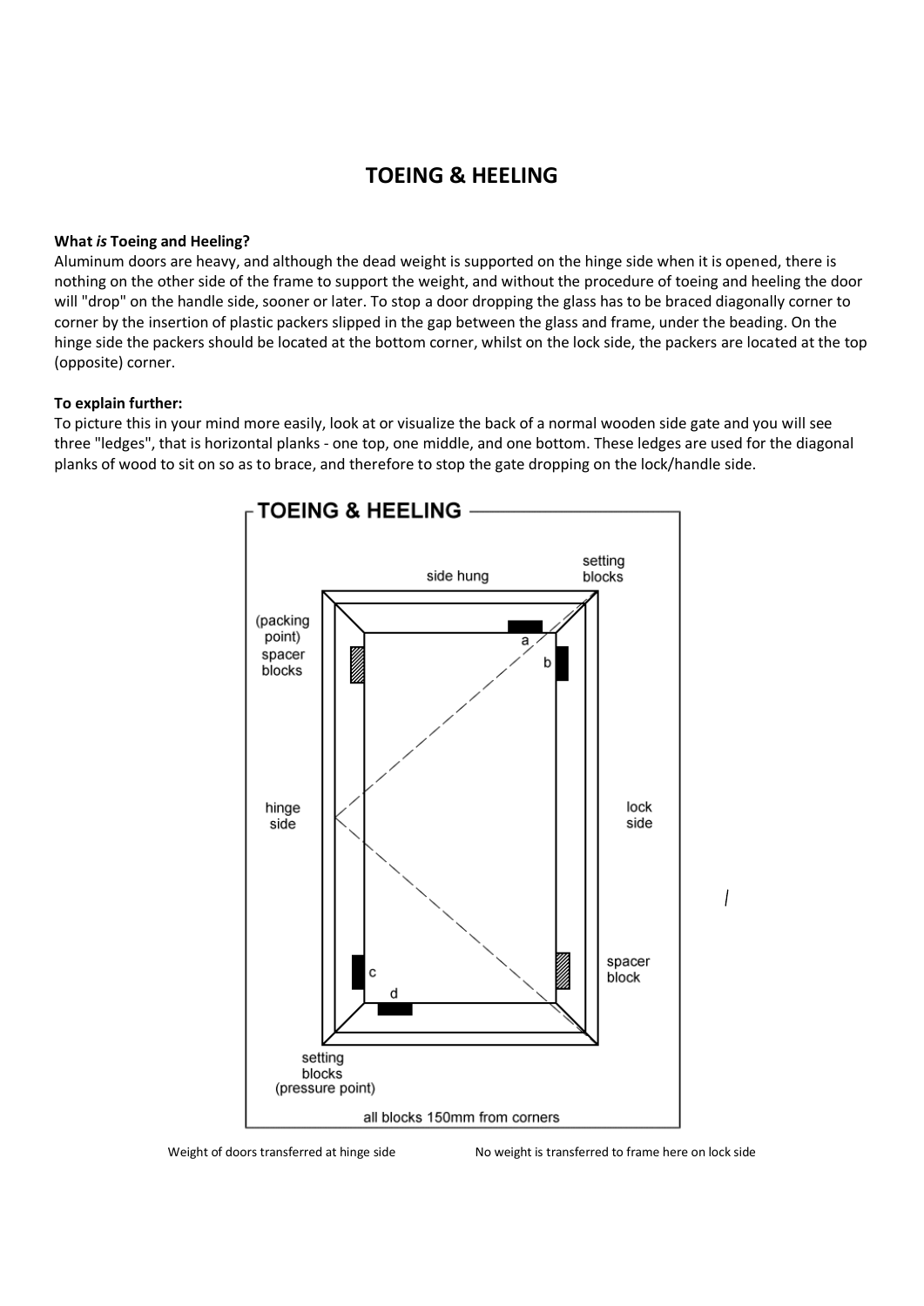# TOEING & HEELING

**What *is* Toeing and Heeling?**

Aluminum doors are heavy, and although the dead weight is supported on the hinge side when it is opened, there is nothing on the other side of the frame to support the weight, and without the procedure of toeing and heeling the door will "drop" on the handle side, sooner or later. To stop a door dropping the glass has to be braced diagonally corner to corner by the insertion of plastic packers slipped in the gap between the glass and frame, under the beading. On the hinge side the packers should be located at the bottom corner, whilst on the lock side, the packers are located at the top (opposite) corner.

**To explain further:**

To picture this in your mind more easily, look at or visualize the back of a normal wooden side gate and you will see three "ledges", that is horizontal planks - one top, one middle, and one bottom. These ledges are used for the diagonal planks of wood to sit on so as to brace, and therefore to stop the gate dropping on the lock/handle side.

**TOEING & HEELING**

side hung

setting blocks

(packing point) spacer blocks

a

b

hinge side

lock side

c

d

spacer block

setting blocks (pressure point)

all blocks 150mm from corners

Weight of doors transferred at hinge side

No weight is transferred to frame here on lock side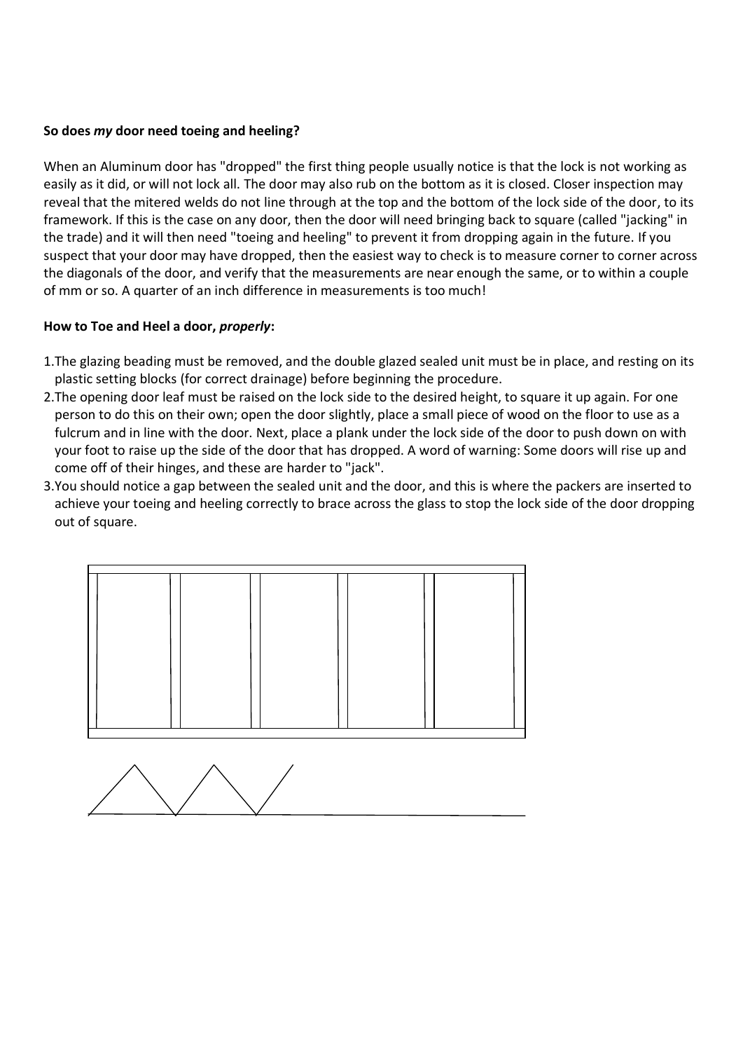**So does *my* door need toeing and heeling?**

When an Aluminum door has "dropped" the first thing people usually notice is that the lock is not working as easily as it did, or will not lock all. The door may also rub on the bottom as it is closed. Closer inspection may reveal that the mitered welds do not line through at the top and the bottom of the lock side of the door, to its framework. If this is the case on any door, then the door will need bringing back to square (called "jacking" in the trade) and it will then need "toeing and heeling" to prevent it from dropping again in the future. If you suspect that your door may have dropped, then the easiest way to check is to measure corner to corner across the diagonals of the door, and verify that the measurements are near enough the same, or to within a couple of mm or so. A quarter of an inch difference in measurements is too much!

**How to Toe and Heel a door, *properly*:**

1. The glazing beading must be removed, and the double glazed sealed unit must be in place, and resting on its plastic setting blocks (for correct drainage) before beginning the procedure.
2. The opening door leaf must be raised on the lock side to the desired height, to square it up again. For one person to do this on their own; open the door slightly, place a small piece of wood on the floor to use as a fulcrum and in line with the door. Next, place a plank under the lock side of the door to push down on with your foot to raise up the side of the door that has dropped. A word of warning: Some doors will rise up and come off of their hinges, and these are harder to "jack".
3. You should notice a gap between the sealed unit and the door, and this is where the packers are inserted to achieve your toeing and heeling correctly to brace across the glass to stop the lock side of the door dropping out of square.